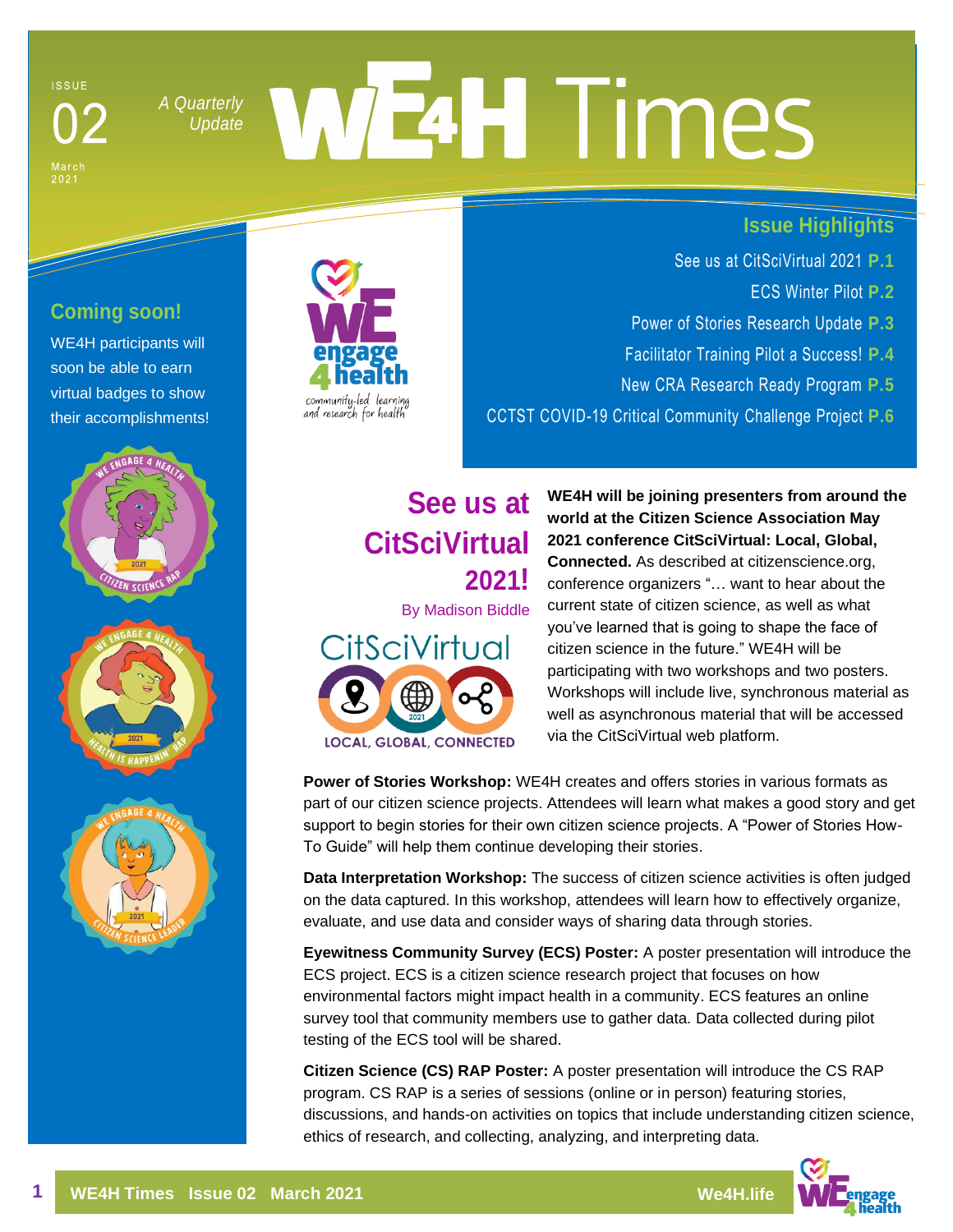ISSUE 02 March 2021

*A Quarterly Update*

# WE4H Times

## Issue Highlights

- See us at CitSciVirtual 2021 **P.1**
- ECS Winter Pilot **P.2**
- Power of Stories Research Update **P.3**
- Facilitator Training Pilot a Success! **P.4**
- New CRA Research Ready Program **P.5**
- CCTST COVID-19 Critical Community Challenge Project **P.6**

### Coming soon!

WE4H participants will soon be able to earn virtual badges to show their accomplishments!

## See us at CitSciVirtual 2021!

By Madison Biddle

**WE4H will be joining presenters from around the world at the Citizen Science Association May 2021 conference CitSciVirtual: Local, Global, Connected.** As described at citizenscience.org, conference organizers "… want to hear about the current state of citizen science, as well as what you've learned that is going to shape the face of citizen science in the future." WE4H will be participating with two workshops and two posters. Workshops will include live, synchronous material as well as asynchronous material that will be accessed via the CitSciVirtual web platform.

**Power of Stories Workshop:** WE4H creates and offers stories in various formats as part of our citizen science projects. Attendees will learn what makes a good story and get support to begin stories for their own citizen science projects. A "Power of Stories How-To Guide" will help them continue developing their stories.

**Data Interpretation Workshop:** The success of citizen science activities is often judged on the data captured. In this workshop, attendees will learn how to effectively organize, evaluate, and use data and consider ways of sharing data through stories.

**Eyewitness Community Survey (ECS) Poster:** A poster presentation will introduce the ECS project. ECS is a citizen science research project that focuses on how environmental factors might impact health in a community. ECS features an online survey tool that community members use to gather data. Data collected during pilot testing of the ECS tool will be shared.

**Citizen Science (CS) RAP Poster:** A poster presentation will introduce the CS RAP program. CS RAP is a series of sessions (online or in person) featuring stories, discussions, and hands-on activities on topics that include understanding citizen science, ethics of research, and collecting, analyzing, and interpreting data.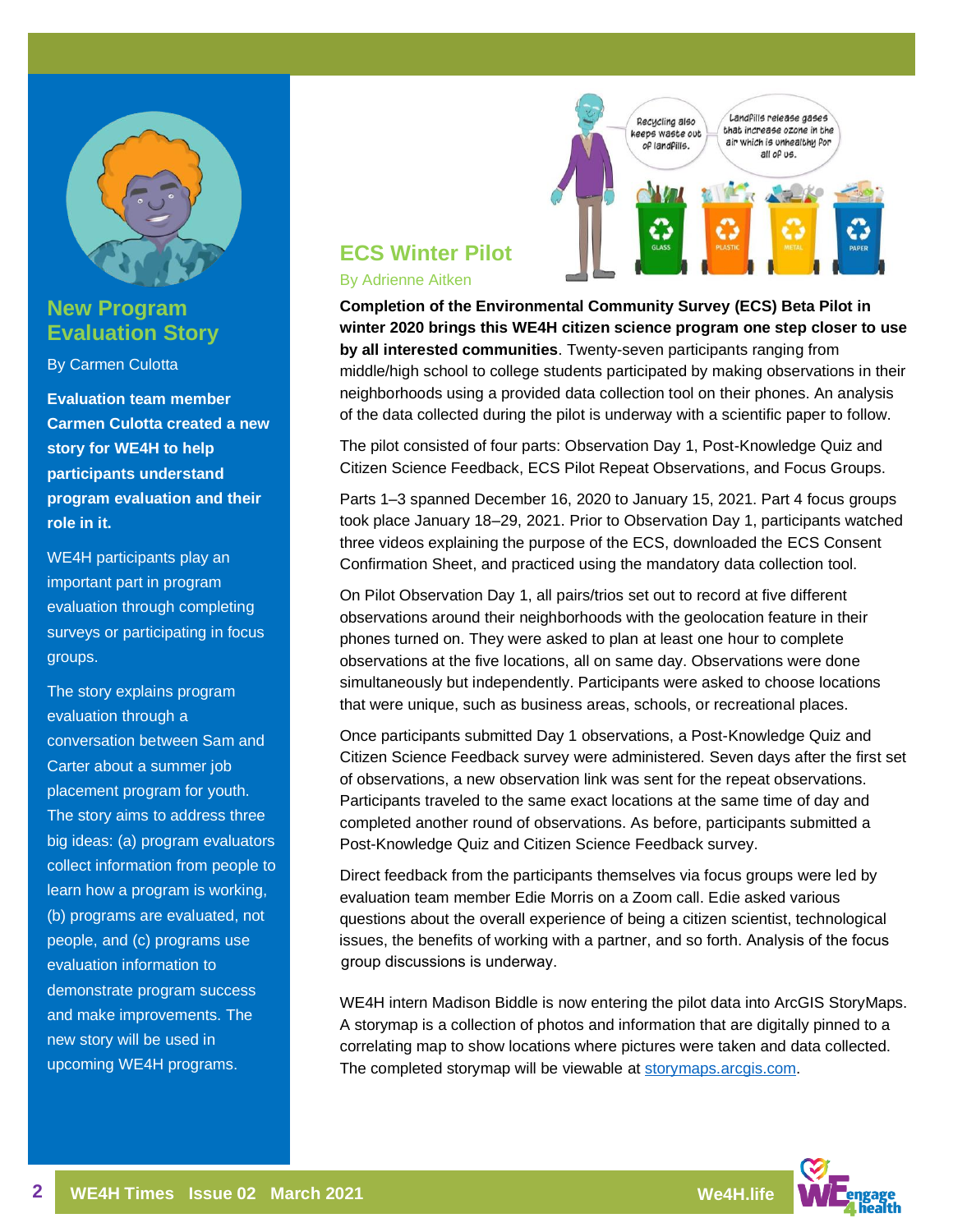## New Program Evaluation Story

By Carmen Culotta

**Evaluation team member Carmen Culotta created a new story for WE4H to help participants understand program evaluation and their role in it.**

WE4H participants play an important part in program evaluation through completing surveys or participating in focus groups.

The story explains program evaluation through a conversation between Sam and Carter about a summer job placement program for youth. The story aims to address three big ideas: (a) program evaluators collect information from people to learn how a program is working, (b) programs are evaluated, not people, and (c) programs use evaluation information to demonstrate program success and make improvements. The new story will be used in upcoming WE4H programs.

## ECS Winter Pilot

By Adrienne Aitken

**Completion of the Environmental Community Survey (ECS) Beta Pilot in winter 2020 brings this WE4H citizen science program one step closer to use by all interested communities**. Twenty-seven participants ranging from middle/high school to college students participated by making observations in their neighborhoods using a provided data collection tool on their phones. An analysis of the data collected during the pilot is underway with a scientific paper to follow.

The pilot consisted of four parts: Observation Day 1, Post-Knowledge Quiz and Citizen Science Feedback, ECS Pilot Repeat Observations, and Focus Groups.

Parts 1–3 spanned December 16, 2020 to January 15, 2021. Part 4 focus groups took place January 18–29, 2021. Prior to Observation Day 1, participants watched three videos explaining the purpose of the ECS, downloaded the ECS Consent Confirmation Sheet, and practiced using the mandatory data collection tool.

On Pilot Observation Day 1, all pairs/trios set out to record at five different observations around their neighborhoods with the geolocation feature in their phones turned on. They were asked to plan at least one hour to complete observations at the five locations, all on same day. Observations were done simultaneously but independently. Participants were asked to choose locations that were unique, such as business areas, schools, or recreational places.

Once participants submitted Day 1 observations, a Post-Knowledge Quiz and Citizen Science Feedback survey were administered. Seven days after the first set of observations, a new observation link was sent for the repeat observations. Participants traveled to the same exact locations at the same time of day and completed another round of observations. As before, participants submitted a Post-Knowledge Quiz and Citizen Science Feedback survey.

Direct feedback from the participants themselves via focus groups were led by evaluation team member Edie Morris on a Zoom call. Edie asked various questions about the overall experience of being a citizen scientist, technological issues, the benefits of working with a partner, and so forth. Analysis of the focus group discussions is underway.

WE4H intern Madison Biddle is now entering the pilot data into ArcGIS StoryMaps. A storymap is a collection of photos and information that are digitally pinned to a correlating map to show locations where pictures were taken and data collected. The completed storymap will be viewable at storymaps.arcgis.com.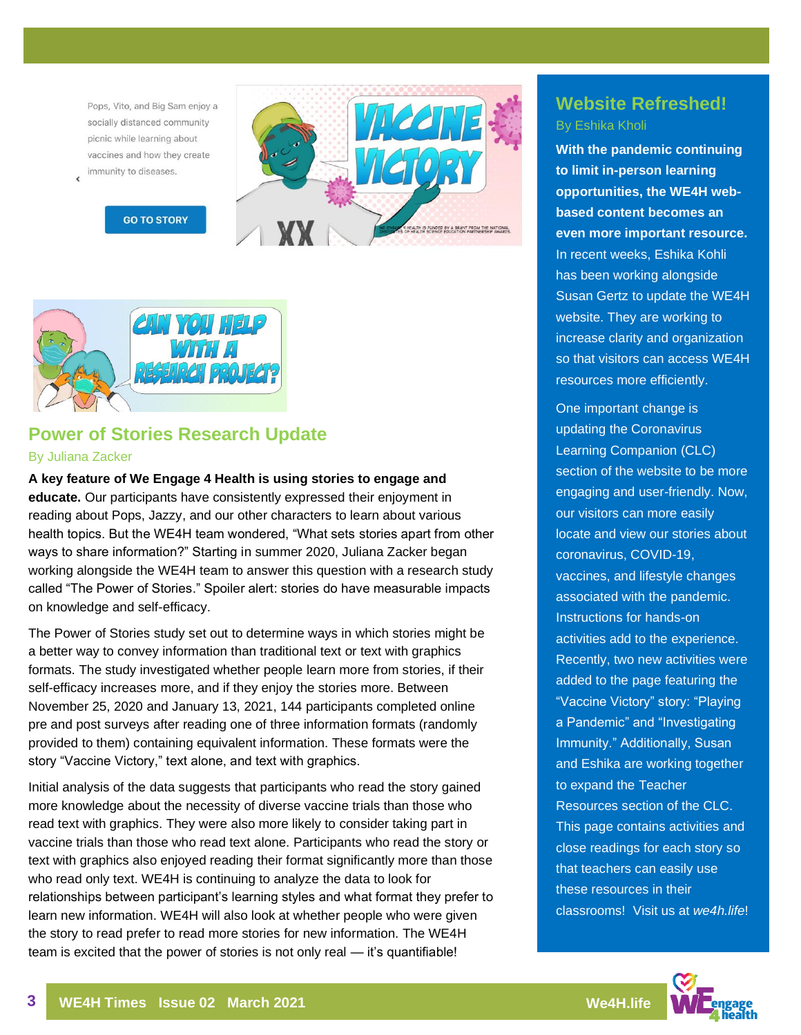Pops, Vito, and Big Sam enjoy a socially distanced community picnic while learning about vaccines and how they create immunity to diseases.

GO TO STORY

## Power of Stories Research Update

By Juliana Zacker

**A key feature of We Engage 4 Health is using stories to engage and educate.** Our participants have consistently expressed their enjoyment in reading about Pops, Jazzy, and our other characters to learn about various health topics. But the WE4H team wondered, "What sets stories apart from other ways to share information?" Starting in summer 2020, Juliana Zacker began working alongside the WE4H team to answer this question with a research study called "The Power of Stories." Spoiler alert: stories do have measurable impacts on knowledge and self-efficacy.

The Power of Stories study set out to determine ways in which stories might be a better way to convey information than traditional text or text with graphics formats. The study investigated whether people learn more from stories, if their self-efficacy increases more, and if they enjoy the stories more. Between November 25, 2020 and January 13, 2021, 144 participants completed online pre and post surveys after reading one of three information formats (randomly provided to them) containing equivalent information. These formats were the story "Vaccine Victory," text alone, and text with graphics.

Initial analysis of the data suggests that participants who read the story gained more knowledge about the necessity of diverse vaccine trials than those who read text with graphics. They were also more likely to consider taking part in vaccine trials than those who read text alone. Participants who read the story or text with graphics also enjoyed reading their format significantly more than those who read only text. WE4H is continuing to analyze the data to look for relationships between participant's learning styles and what format they prefer to learn new information. WE4H will also look at whether people who were given the story to read prefer to read more stories for new information. The WE4H team is excited that the power of stories is not only real — it's quantifiable!

## Website Refreshed!

By Eshika Kholi

**With the pandemic continuing to limit in-person learning opportunities, the WE4H web-based content becomes an even more important resource.** In recent weeks, Eshika Kohli has been working alongside Susan Gertz to update the WE4H website. They are working to increase clarity and organization so that visitors can access WE4H resources more efficiently.

One important change is updating the Coronavirus Learning Companion (CLC) section of the website to be more engaging and user-friendly. Now, our visitors can more easily locate and view our stories about coronavirus, COVID-19, vaccines, and lifestyle changes associated with the pandemic. Instructions for hands-on activities add to the experience. Recently, two new activities were added to the page featuring the "Vaccine Victory" story: "Playing a Pandemic" and "Investigating Immunity." Additionally, Susan and Eshika are working together to expand the Teacher Resources section of the CLC. This page contains activities and close readings for each story so that teachers can easily use these resources in their classrooms! Visit us at *we4h.life*!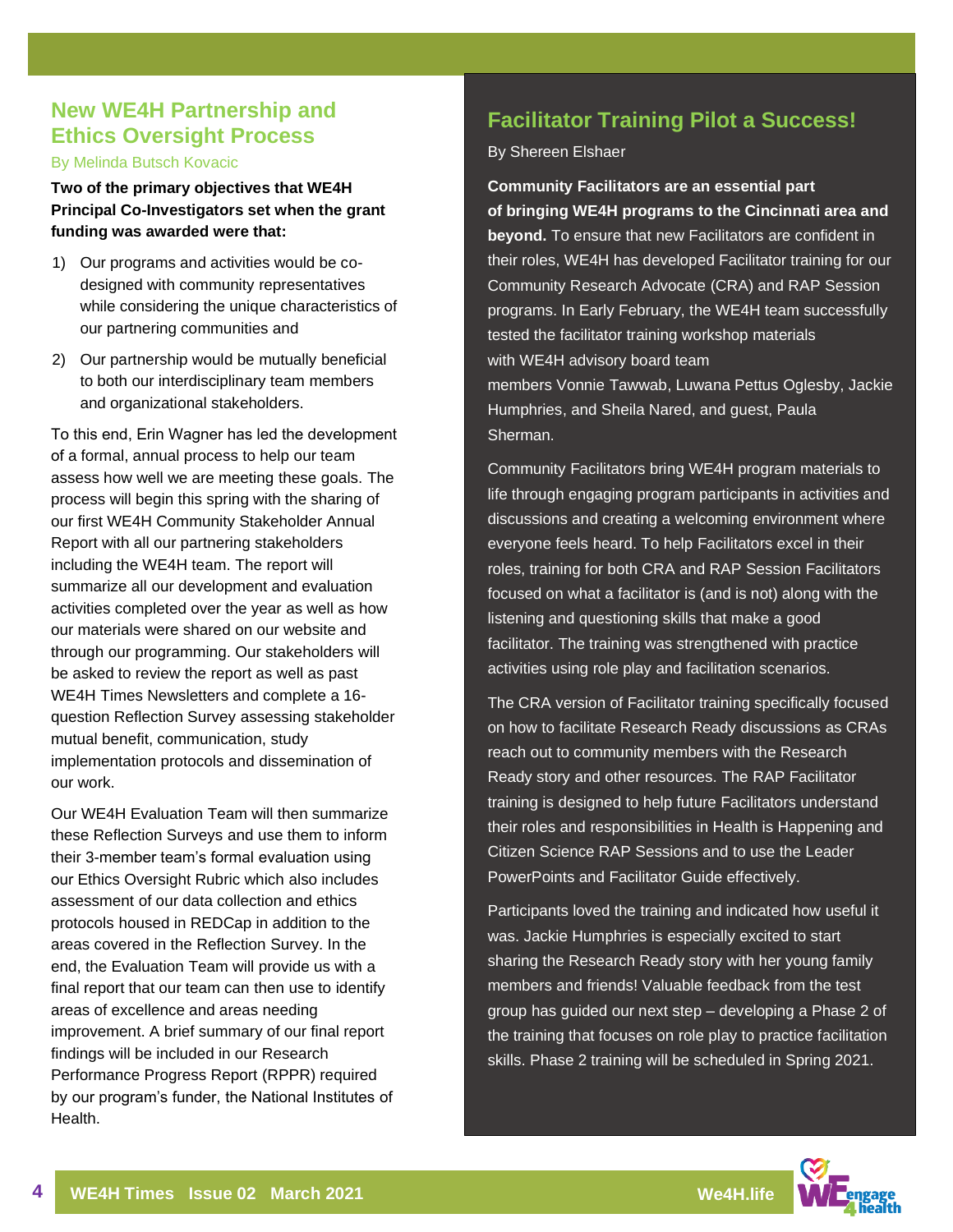## New WE4H Partnership and Ethics Oversight Process

By Melinda Butsch Kovacic

**Two of the primary objectives that WE4H Principal Co-Investigators set when the grant funding was awarded were that:**

1) Our programs and activities would be co-designed with community representatives while considering the unique characteristics of our partnering communities and
2) Our partnership would be mutually beneficial to both our interdisciplinary team members and organizational stakeholders.

To this end, Erin Wagner has led the development of a formal, annual process to help our team assess how well we are meeting these goals. The process will begin this spring with the sharing of our first WE4H Community Stakeholder Annual Report with all our partnering stakeholders including the WE4H team. The report will summarize all our development and evaluation activities completed over the year as well as how our materials were shared on our website and through our programming. Our stakeholders will be asked to review the report as well as past WE4H Times Newsletters and complete a 16-question Reflection Survey assessing stakeholder mutual benefit, communication, study implementation protocols and dissemination of our work.

Our WE4H Evaluation Team will then summarize these Reflection Surveys and use them to inform their 3-member team's formal evaluation using our Ethics Oversight Rubric which also includes assessment of our data collection and ethics protocols housed in REDCap in addition to the areas covered in the Reflection Survey. In the end, the Evaluation Team will provide us with a final report that our team can then use to identify areas of excellence and areas needing improvement. A brief summary of our final report findings will be included in our Research Performance Progress Report (RPPR) required by our program's funder, the National Institutes of Health.

## Facilitator Training Pilot a Success!

By Shereen Elshaer

**Community Facilitators are an essential part of bringing WE4H programs to the Cincinnati area and beyond.** To ensure that new Facilitators are confident in their roles, WE4H has developed Facilitator training for our Community Research Advocate (CRA) and RAP Session programs. In Early February, the WE4H team successfully tested the facilitator training workshop materials with WE4H advisory board team members Vonnie Tawwab, Luwana Pettus Oglesby, Jackie Humphries, and Sheila Nared, and guest, Paula Sherman.

Community Facilitators bring WE4H program materials to life through engaging program participants in activities and discussions and creating a welcoming environment where everyone feels heard. To help Facilitators excel in their roles, training for both CRA and RAP Session Facilitators focused on what a facilitator is (and is not) along with the listening and questioning skills that make a good facilitator. The training was strengthened with practice activities using role play and facilitation scenarios.

The CRA version of Facilitator training specifically focused on how to facilitate Research Ready discussions as CRAs reach out to community members with the Research Ready story and other resources. The RAP Facilitator training is designed to help future Facilitators understand their roles and responsibilities in Health is Happening and Citizen Science RAP Sessions and to use the Leader PowerPoints and Facilitator Guide effectively.

Participants loved the training and indicated how useful it was. Jackie Humphries is especially excited to start sharing the Research Ready story with her young family members and friends! Valuable feedback from the test group has guided our next step – developing a Phase 2 of the training that focuses on role play to practice facilitation skills. Phase 2 training will be scheduled in Spring 2021.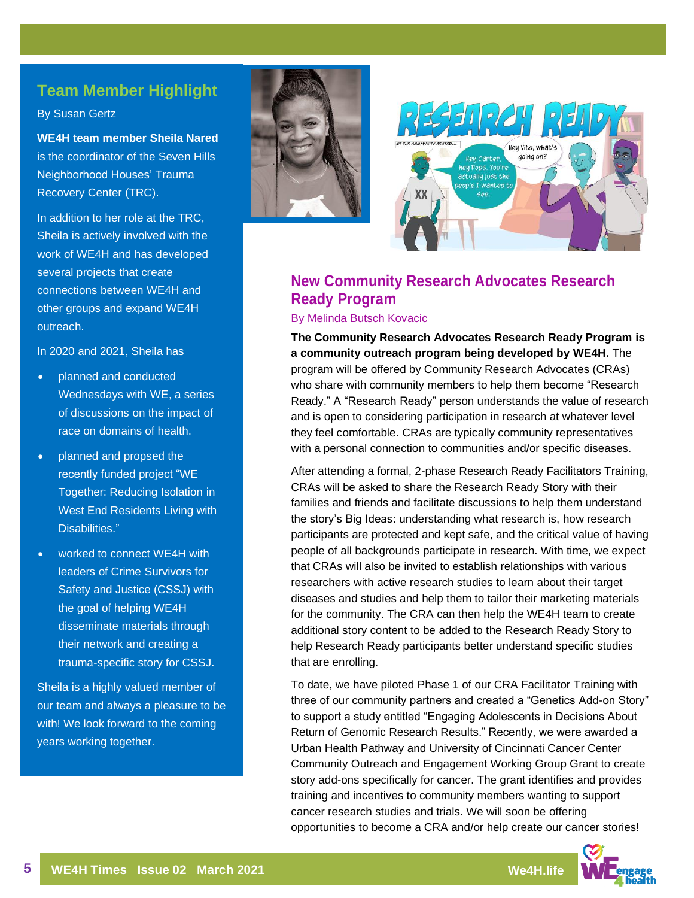## Team Member Highlight

By Susan Gertz

**WE4H team member Sheila Nared** is the coordinator of the Seven Hills Neighborhood Houses' Trauma Recovery Center (TRC).

In addition to her role at the TRC, Sheila is actively involved with the work of WE4H and has developed several projects that create connections between WE4H and other groups and expand WE4H outreach.

In 2020 and 2021, Sheila has

- planned and conducted Wednesdays with WE, a series of discussions on the impact of race on domains of health.
- planned and propsed the recently funded project "WE Together: Reducing Isolation in West End Residents Living with Disabilities."
- worked to connect WE4H with leaders of Crime Survivors for Safety and Justice (CSSJ) with the goal of helping WE4H disseminate materials through their network and creating a trauma-specific story for CSSJ.

Sheila is a highly valued member of our team and always a pleasure to be with! We look forward to the coming years working together.

## New Community Research Advocates Research Ready Program

By Melinda Butsch Kovacic

**The Community Research Advocates Research Ready Program is a community outreach program being developed by WE4H.** The program will be offered by Community Research Advocates (CRAs) who share with community members to help them become "Research Ready." A "Research Ready" person understands the value of research and is open to considering participation in research at whatever level they feel comfortable. CRAs are typically community representatives with a personal connection to communities and/or specific diseases.

After attending a formal, 2-phase Research Ready Facilitators Training, CRAs will be asked to share the Research Ready Story with their families and friends and facilitate discussions to help them understand the story's Big Ideas: understanding what research is, how research participants are protected and kept safe, and the critical value of having people of all backgrounds participate in research. With time, we expect that CRAs will also be invited to establish relationships with various researchers with active research studies to learn about their target diseases and studies and help them to tailor their marketing materials for the community. The CRA can then help the WE4H team to create additional story content to be added to the Research Ready Story to help Research Ready participants better understand specific studies that are enrolling.

To date, we have piloted Phase 1 of our CRA Facilitator Training with three of our community partners and created a "Genetics Add-on Story" to support a study entitled "Engaging Adolescents in Decisions About Return of Genomic Research Results." Recently, we were awarded a Urban Health Pathway and University of Cincinnati Cancer Center Community Outreach and Engagement Working Group Grant to create story add-ons specifically for cancer. The grant identifies and provides training and incentives to community members wanting to support cancer research studies and trials. We will soon be offering opportunities to become a CRA and/or help create our cancer stories!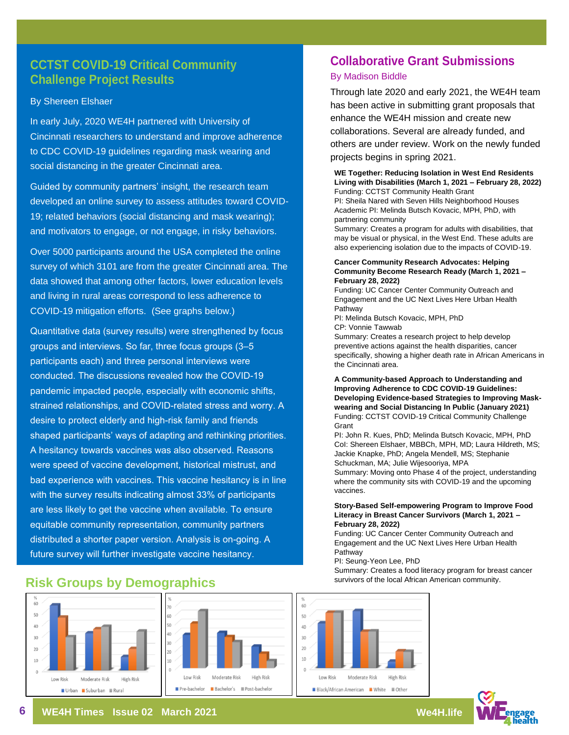## CCTST COVID-19 Critical Community Challenge Project Results

By Shereen Elshaer

In early July, 2020 WE4H partnered with University of Cincinnati researchers to understand and improve adherence to CDC COVID-19 guidelines regarding mask wearing and social distancing in the greater Cincinnati area.

Guided by community partners' insight, the research team developed an online survey to assess attitudes toward COVID-19; related behaviors (social distancing and mask wearing); and motivators to engage, or not engage, in risky behaviors.

Over 5000 participants around the USA completed the online survey of which 3101 are from the greater Cincinnati area. The data showed that among other factors, lower education levels and living in rural areas correspond to less adherence to COVID-19 mitigation efforts. (See graphs below.)

Quantitative data (survey results) were strengthened by focus groups and interviews. So far, three focus groups (3–5 participants each) and three personal interviews were conducted. The discussions revealed how the COVID-19 pandemic impacted people, especially with economic shifts, strained relationships, and COVID-related stress and worry. A desire to protect elderly and high-risk family and friends shaped participants' ways of adapting and rethinking priorities. A hesitancy towards vaccines was also observed. Reasons were speed of vaccine development, historical mistrust, and bad experience with vaccines. This vaccine hesitancy is in line with the survey results indicating almost 33% of participants are less likely to get the vaccine when available. To ensure equitable community representation, community partners distributed a shorter paper version. Analysis is on-going. A future survey will further investigate vaccine hesitancy.

## Risk Groups by Demographics

%
60
50
40
30
20
10
0
Low Risk
Moderate Risk
High Risk
Urban
Suburban
Rural

%
70
60
50
40
30
20
10
0
Low Risk
Moderate Risk
High Risk
Pre-bachelor
Bachelor's
Post-bachelor

%
60
50
40
30
20
10
0
Low Risk
Moderate Risk
High Risk
Black/African American
White
Other

## Collaborative Grant Submissions

By Madison Biddle

Through late 2020 and early 2021, the WE4H team has been active in submitting grant proposals that enhance the WE4H mission and create new collaborations. Several are already funded, and others are under review. Work on the newly funded projects begins in spring 2021.

**WE Together: Reducing Isolation in West End Residents Living with Disabilities (March 1, 2021 – February 28, 2022)**
Funding: CCTST Community Health Grant
PI: Sheila Nared with Seven Hills Neighborhood Houses
Academic PI: Melinda Butsch Kovacic, MPH, PhD, with partnering community
Summary: Creates a program for adults with disabilities, that may be visual or physical, in the West End. These adults are also experiencing isolation due to the impacts of COVID-19.

**Cancer Community Research Advocates: Helping Community Become Research Ready (March 1, 2021 – February 28, 2022)**
Funding: UC Cancer Center Community Outreach and Engagement and the UC Next Lives Here Urban Health Pathway
PI: Melinda Butsch Kovacic, MPH, PhD
CP: Vonnie Tawwab
Summary: Creates a research project to help develop preventive actions against the health disparities, cancer specifically, showing a higher death rate in African Americans in the Cincinnati area.

**A Community-based Approach to Understanding and Improving Adherence to CDC COVID-19 Guidelines: Developing Evidence-based Strategies to Improving Mask-wearing and Social Distancing In Public (January 2021)**
Funding: CCTST COVID-19 Critical Community Challenge Grant
PI: John R. Kues, PhD; Melinda Butsch Kovacic, MPH, PhD
CoI: Shereen Elshaer, MBBCh, MPH, MD; Laura Hildreth, MS; Jackie Knapke, PhD; Angela Mendell, MS; Stephanie Schuckman, MA; Julie Wijesooriya, MPA
Summary: Moving onto Phase 4 of the project, understanding where the community sits with COVID-19 and the upcoming vaccines.

**Story-Based Self-empowering Program to Improve Food Literacy in Breast Cancer Survivors (March 1, 2021 – February 28, 2022)**
Funding: UC Cancer Center Community Outreach and Engagement and the UC Next Lives Here Urban Health Pathway
PI: Seung-Yeon Lee, PhD
Summary: Creates a food literacy program for breast cancer survivors of the local African American community.